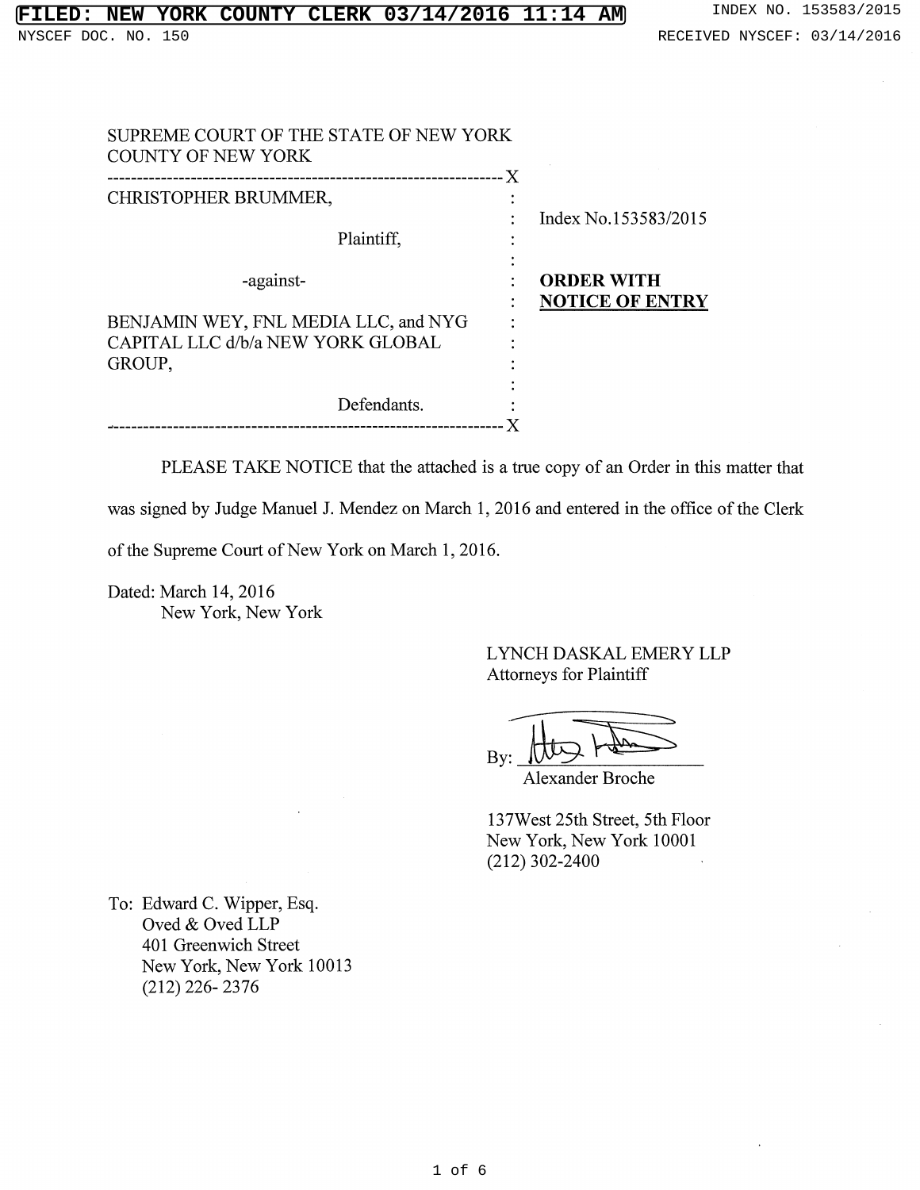FILED: NEW YORK COUNTY CLERK 03/14/2016 11:14 AM

INDEX NO. 153583/2015

NYSCEF DOC. NO. 150

RECEIVED NYSCEF: 03/14/2016

SUPREME COURT OF THE STATE OF NEW YORK
COUNTY OF NEW YORK

---

CHRISTOPHER BRUMMER,

Plaintiff,

-against-

BENJAMIN WEY, FNL MEDIA LLC, and NYG CAPITAL LLC d/b/a NEW YORK GLOBAL GROUP,

Defendants.

---

Index No.153583/2015

**ORDER WITH NOTICE OF ENTRY**

PLEASE TAKE NOTICE that the attached is a true copy of an Order in this matter that was signed by Judge Manuel J. Mendez on March 1, 2016 and entered in the office of the Clerk of the Supreme Court of New York on March 1, 2016.

Dated: March 14, 2016
New York, New York

LYNCH DASKAL EMERY LLP
Attorneys for Plaintiff

By: ______________________
Alexander Broche

137West 25th Street, 5th Floor
New York, New York 10001
(212) 302-2400

To: Edward C. Wipper, Esq.
Oved & Oved LLP
401 Greenwich Street
New York, New York 10013
(212) 226- 2376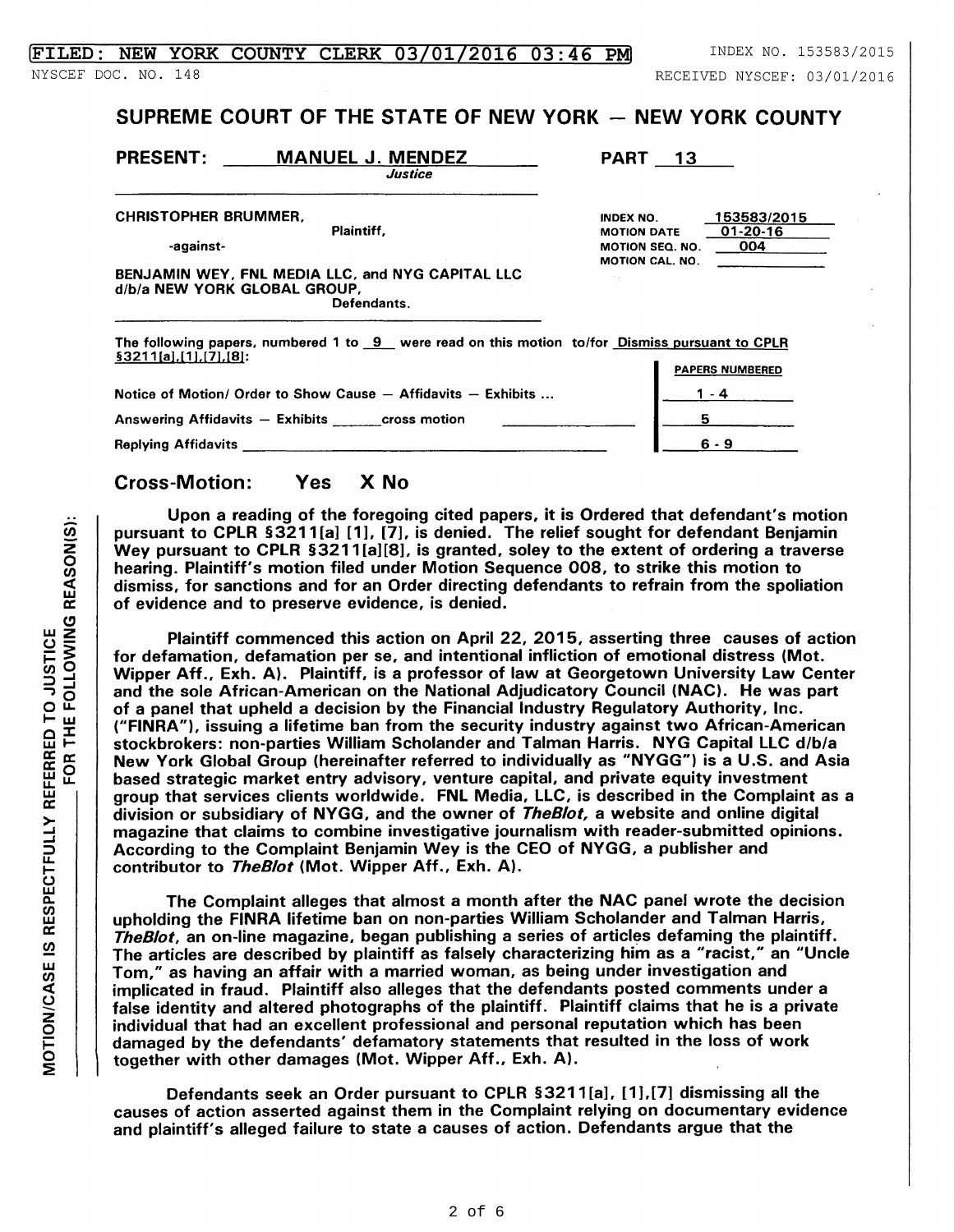FILED: NEW YORK COUNTY CLERK 03/01/2016 03:46 PM INDEX NO. 153583/2015

NYSCEF DOC. NO. 148 RECEIVED NYSCEF: 03/01/2016

# SUPREME COURT OF THE STATE OF NEW YORK — NEW YORK COUNTY

**PRESENT: MANUEL J. MENDEZ** PART 13
*Justice*

**CHRISTOPHER BRUMMER,**
Plaintiff,
-against-
**BENJAMIN WEY, FNL MEDIA LLC, and NYG CAPITAL LLC d/b/a NEW YORK GLOBAL GROUP,**
Defendants.

INDEX NO. 153583/2015
MOTION DATE 01-20-16
MOTION SEQ. NO. 004
MOTION CAL. NO.

The following papers, numbered 1 to 9 were read on this motion to/for Dismiss pursuant to CPLR §3211[a],[1],[7],[8]:

| | PAPERS NUMBERED |
|---|---|
| Notice of Motion/ Order to Show Cause — Affidavits — Exhibits ... | 1 - 4 |
| Answering Affidavits — Exhibits ______ cross motion | 5 |
| Replying Affidavits | 6 - 9 |

**Cross-Motion: Yes X No**

MOTION/CASE IS RESPECTFULLY REFERRED TO JUSTICE FOR THE FOLLOWING REASON(S):

Upon a reading of the foregoing cited papers, it is Ordered that defendant's motion pursuant to CPLR §3211[a] [1], [7], is denied. The relief sought for defendant Benjamin Wey pursuant to CPLR §3211[a][8], is granted, soley to the extent of ordering a traverse hearing. Plaintiff's motion filed under Motion Sequence 008, to strike this motion to dismiss, for sanctions and for an Order directing defendants to refrain from the spoliation of evidence and to preserve evidence, is denied.

Plaintiff commenced this action on April 22, 2015, asserting three causes of action for defamation, defamation per se, and intentional infliction of emotional distress (Mot. Wipper Aff., Exh. A). Plaintiff, is a professor of law at Georgetown University Law Center and the sole African-American on the National Adjudicatory Council (NAC). He was part of a panel that upheld a decision by the Financial Industry Regulatory Authority, Inc. ("FINRA"), issuing a lifetime ban from the security industry against two African-American stockbrokers: non-parties William Scholander and Talman Harris. NYG Capital LLC d/b/a New York Global Group (hereinafter referred to individually as "NYGG") is a U.S. and Asia based strategic market entry advisory, venture capital, and private equity investment group that services clients worldwide. FNL Media, LLC, is described in the Complaint as a division or subsidiary of NYGG, and the owner of ***TheBlot,*** a website and online digital magazine that claims to combine investigative journalism with reader-submitted opinions. According to the Complaint Benjamin Wey is the CEO of NYGG, a publisher and contributor to ***TheBlot*** (Mot. Wipper Aff., Exh. A).

The Complaint alleges that almost a month after the NAC panel wrote the decision upholding the FINRA lifetime ban on non-parties William Scholander and Talman Harris, ***TheBlot***, an on-line magazine, began publishing a series of articles defaming the plaintiff. The articles are described by plaintiff as falsely characterizing him as a "racist," an "Uncle Tom," as having an affair with a married woman, as being under investigation and implicated in fraud. Plaintiff also alleges that the defendants posted comments under a false identity and altered photographs of the plaintiff. Plaintiff claims that he is a private individual that had an excellent professional and personal reputation which has been damaged by the defendants' defamatory statements that resulted in the loss of work together with other damages (Mot. Wipper Aff., Exh. A).

Defendants seek an Order pursuant to CPLR §3211[a], [1],[7] dismissing all the causes of action asserted against them in the Complaint relying on documentary evidence and plaintiff's alleged failure to state a causes of action. Defendants argue that the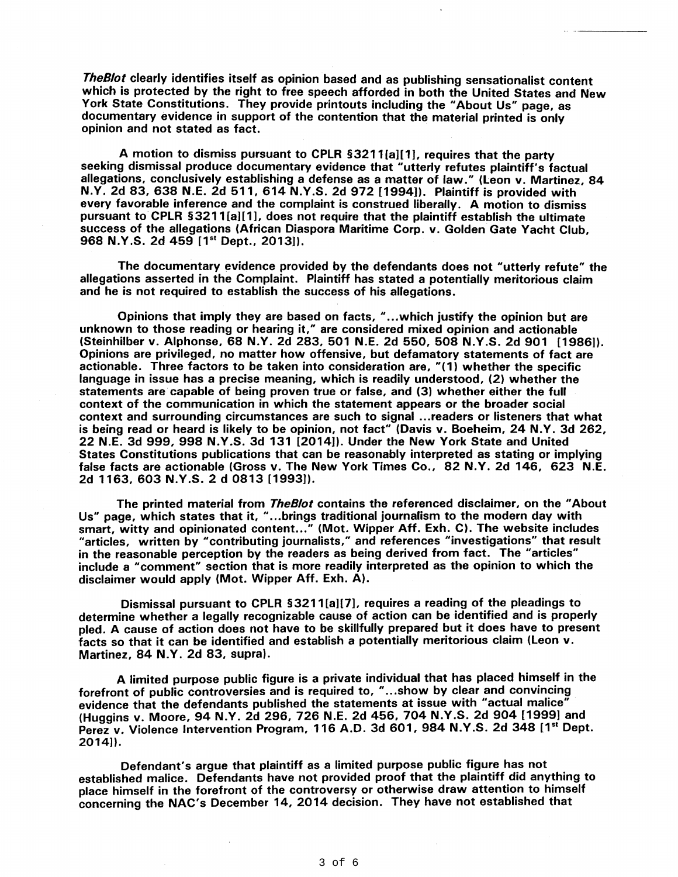*TheBlot* clearly identifies itself as opinion based and as publishing sensationalist content which is protected by the right to free speech afforded in both the United States and New York State Constitutions. They provide printouts including the "About Us" page, as documentary evidence in support of the contention that the material printed is only opinion and not stated as fact.

A motion to dismiss pursuant to CPLR §3211[a][1], requires that the party seeking dismissal produce documentary evidence that "utterly refutes plaintiff's factual allegations, conclusively establishing a defense as a matter of law." (Leon v. Martinez, 84 N.Y. 2d 83, 638 N.E. 2d 511, 614 N.Y.S. 2d 972 [1994]). Plaintiff is provided with every favorable inference and the complaint is construed liberally. A motion to dismiss pursuant to CPLR §3211[a][1], does not require that the plaintiff establish the ultimate success of the allegations (African Diaspora Maritime Corp. v. Golden Gate Yacht Club, 968 N.Y.S. 2d 459 [1st Dept., 2013]).

The documentary evidence provided by the defendants does not "utterly refute" the allegations asserted in the Complaint. Plaintiff has stated a potentially meritorious claim and he is not required to establish the success of his allegations.

Opinions that imply they are based on facts, "...which justify the opinion but are unknown to those reading or hearing it," are considered mixed opinion and actionable (Steinhilber v. Alphonse, 68 N.Y. 2d 283, 501 N.E. 2d 550, 508 N.Y.S. 2d 901 [1986]). Opinions are privileged, no matter how offensive, but defamatory statements of fact are actionable. Three factors to be taken into consideration are, "(1) whether the specific language in issue has a precise meaning, which is readily understood, (2) whether the statements are capable of being proven true or false, and (3) whether either the full context of the communication in which the statement appears or the broader social context and surrounding circumstances are such to signal ...readers or listeners that what is being read or heard is likely to be opinion, not fact" (Davis v. Boeheim, 24 N.Y. 3d 262, 22 N.E. 3d 999, 998 N.Y.S. 3d 131 [2014]). Under the New York State and United States Constitutions publications that can be reasonably interpreted as stating or implying false facts are actionable (Gross v. The New York Times Co., 82 N.Y. 2d 146, 623 N.E. 2d 1163, 603 N.Y.S. 2 d 0813 [1993]).

The printed material from *TheBlot* contains the referenced disclaimer, on the "About Us" page, which states that it, "...brings traditional journalism to the modern day with smart, witty and opinionated content..." (Mot. Wipper Aff. Exh. C). The website includes "articles, written by "contributing journalists," and references "investigations" that result in the reasonable perception by the readers as being derived from fact. The "articles" include a "comment" section that is more readily interpreted as the opinion to which the disclaimer would apply (Mot. Wipper Aff. Exh. A).

Dismissal pursuant to CPLR §3211[a][7], requires a reading of the pleadings to determine whether a legally recognizable cause of action can be identified and is properly pled. A cause of action does not have to be skillfully prepared but it does have to present facts so that it can be identified and establish a potentially meritorious claim (Leon v. Martinez, 84 N.Y. 2d 83, supra).

A limited purpose public figure is a private individual that has placed himself in the forefront of public controversies and is required to, "...show by clear and convincing evidence that the defendants published the statements at issue with "actual malice" (Huggins v. Moore, 94 N.Y. 2d 296, 726 N.E. 2d 456, 704 N.Y.S. 2d 904 [1999] and Perez v. Violence Intervention Program, 116 A.D. 3d 601, 984 N.Y.S. 2d 348 [1st Dept. 2014]).

Defendant's argue that plaintiff as a limited purpose public figure has not established malice. Defendants have not provided proof that the plaintiff did anything to place himself in the forefront of the controversy or otherwise draw attention to himself concerning the NAC's December 14, 2014 decision. They have not established that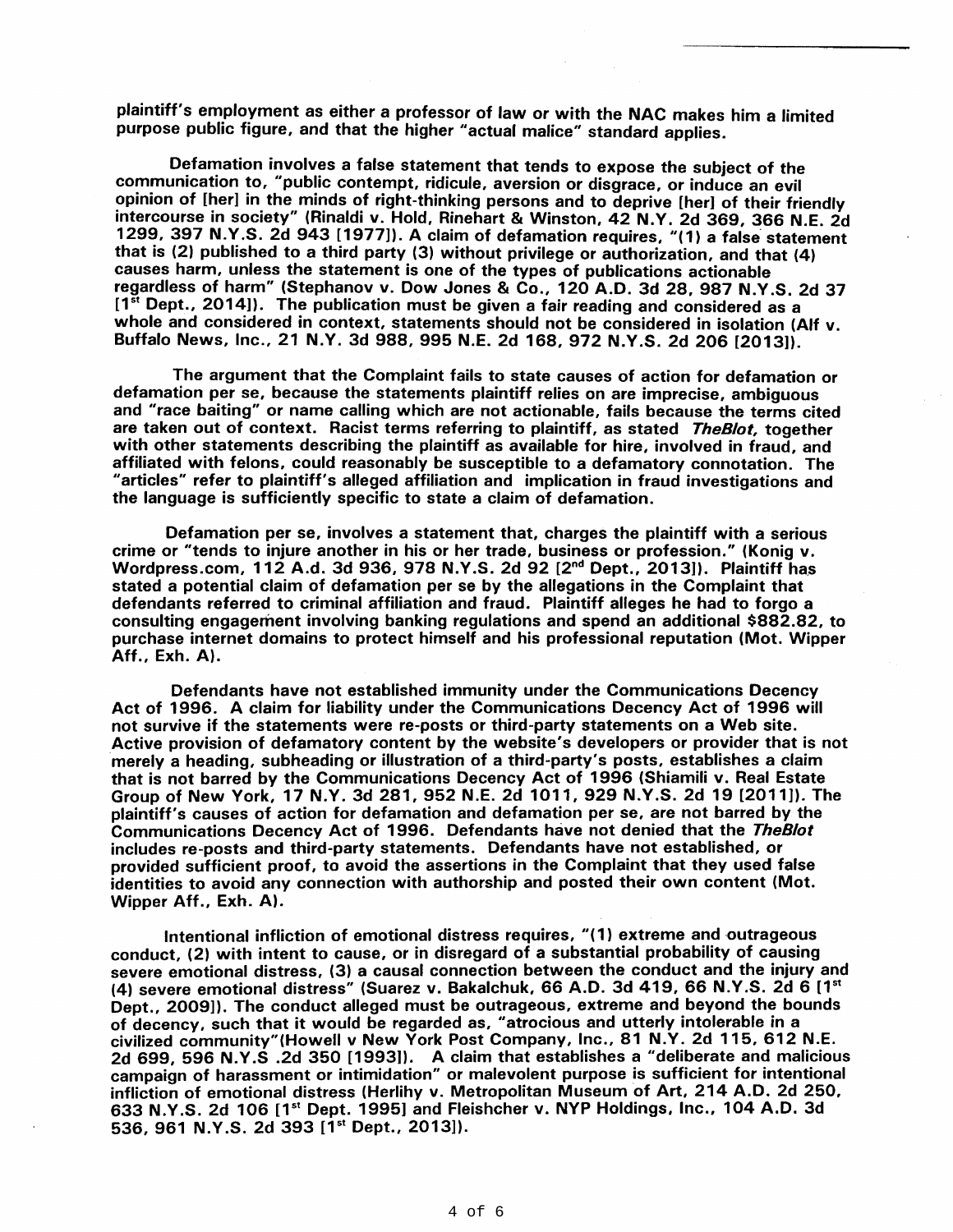plaintiff's employment as either a professor of law or with the NAC makes him a limited purpose public figure, and that the higher "actual malice" standard applies.

Defamation involves a false statement that tends to expose the subject of the communication to, "public contempt, ridicule, aversion or disgrace, or induce an evil opinion of [her] in the minds of right-thinking persons and to deprive [her] of their friendly intercourse in society" (Rinaldi v. Hold, Rinehart & Winston, 42 N.Y. 2d 369, 366 N.E. 2d 1299, 397 N.Y.S. 2d 943 [1977]). A claim of defamation requires, "(1) a false statement that is (2) published to a third party (3) without privilege or authorization, and that (4) causes harm, unless the statement is one of the types of publications actionable regardless of harm" (Stephanov v. Dow Jones & Co., 120 A.D. 3d 28, 987 N.Y.S. 2d 37 [1st Dept., 2014]). The publication must be given a fair reading and considered as a whole and considered in context, statements should not be considered in isolation (Alf v. Buffalo News, Inc., 21 N.Y. 3d 988, 995 N.E. 2d 168, 972 N.Y.S. 2d 206 [2013]).

The argument that the Complaint fails to state causes of action for defamation or defamation per se, because the statements plaintiff relies on are imprecise, ambiguous and "race baiting" or name calling which are not actionable, fails because the terms cited are taken out of context. Racist terms referring to plaintiff, as stated *TheBlot*, together with other statements describing the plaintiff as available for hire, involved in fraud, and affiliated with felons, could reasonably be susceptible to a defamatory connotation. The "articles" refer to plaintiff's alleged affiliation and implication in fraud investigations and the language is sufficiently specific to state a claim of defamation.

Defamation per se, involves a statement that, charges the plaintiff with a serious crime or "tends to injure another in his or her trade, business or profession." (Konig v. Wordpress.com, 112 A.d. 3d 936, 978 N.Y.S. 2d 92 [2nd Dept., 2013]). Plaintiff has stated a potential claim of defamation per se by the allegations in the Complaint that defendants referred to criminal affiliation and fraud. Plaintiff alleges he had to forgo a consulting engagement involving banking regulations and spend an additional $882.82, to purchase internet domains to protect himself and his professional reputation (Mot. Wipper Aff., Exh. A).

Defendants have not established immunity under the Communications Decency Act of 1996. A claim for liability under the Communications Decency Act of 1996 will not survive if the statements were re-posts or third-party statements on a Web site. Active provision of defamatory content by the website's developers or provider that is not merely a heading, subheading or illustration of a third-party's posts, establishes a claim that is not barred by the Communications Decency Act of 1996 (Shiamili v. Real Estate Group of New York, 17 N.Y. 3d 281, 952 N.E. 2d 1011, 929 N.Y.S. 2d 19 [2011]). The plaintiff's causes of action for defamation and defamation per se, are not barred by the Communications Decency Act of 1996. Defendants have not denied that the *TheBlot* includes re-posts and third-party statements. Defendants have not established, or provided sufficient proof, to avoid the assertions in the Complaint that they used false identities to avoid any connection with authorship and posted their own content (Mot. Wipper Aff., Exh. A).

Intentional infliction of emotional distress requires, "(1) extreme and outrageous conduct, (2) with intent to cause, or in disregard of a substantial probability of causing severe emotional distress, (3) a causal connection between the conduct and the injury and (4) severe emotional distress" (Suarez v. Bakalchuk, 66 A.D. 3d 419, 66 N.Y.S. 2d 6 [1st Dept., 2009]). The conduct alleged must be outrageous, extreme and beyond the bounds of decency, such that it would be regarded as, "atrocious and utterly intolerable in a civilized community"(Howell v New York Post Company, Inc., 81 N.Y. 2d 115, 612 N.E. 2d 699, 596 N.Y.S .2d 350 [1993]). A claim that establishes a "deliberate and malicious campaign of harassment or intimidation" or malevolent purpose is sufficient for intentional infliction of emotional distress (Herlihy v. Metropolitan Museum of Art, 214 A.D. 2d 250, 633 N.Y.S. 2d 106 [1st Dept. 1995] and Fleishcher v. NYP Holdings, Inc., 104 A.D. 3d 536, 961 N.Y.S. 2d 393 [1st Dept., 2013]).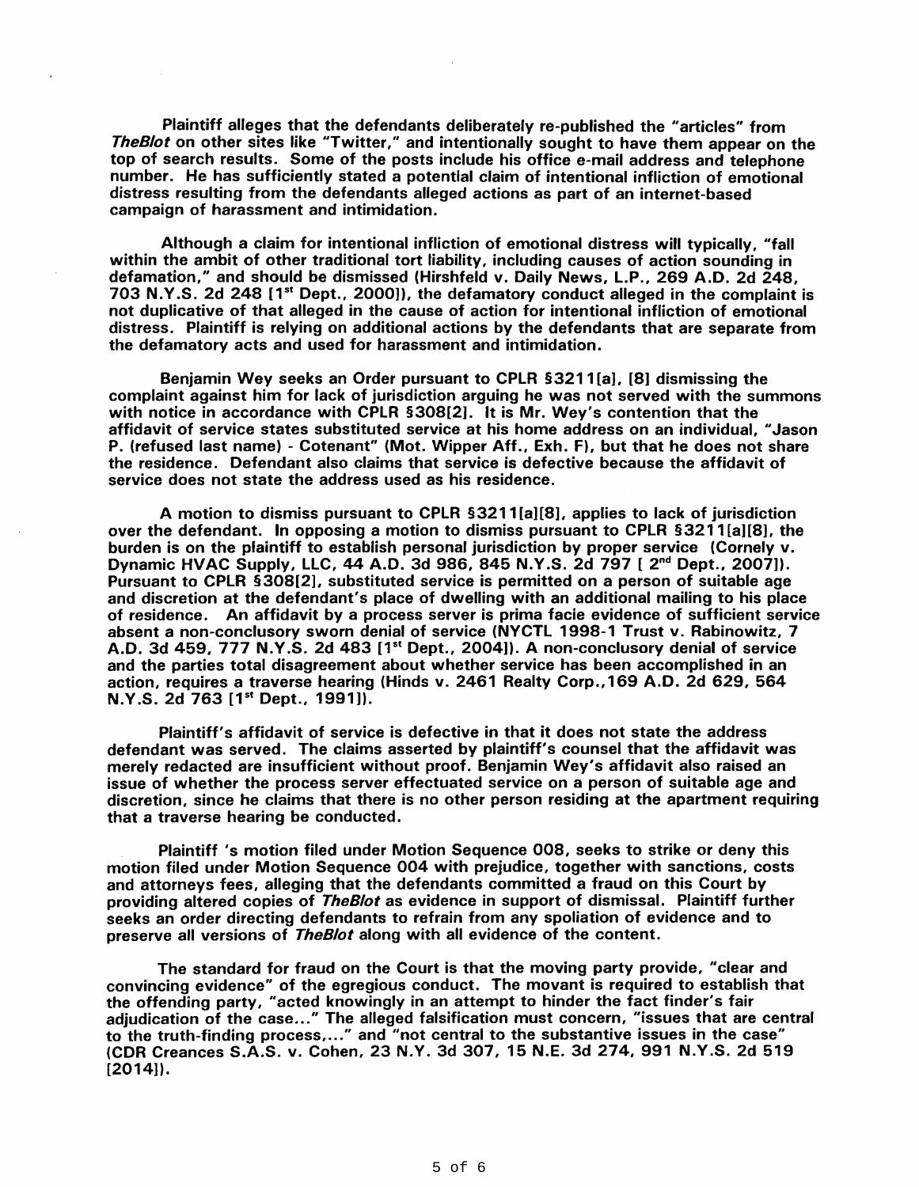Plaintiff alleges that the defendants deliberately re-published the "articles" from *TheBlot* on other sites like "Twitter," and intentionally sought to have them appear on the top of search results. Some of the posts include his office e-mail address and telephone number. He has sufficiently stated a potential claim of intentional infliction of emotional distress resulting from the defendants alleged actions as part of an internet-based campaign of harassment and intimidation.

Although a claim for intentional infliction of emotional distress will typically, "fall within the ambit of other traditional tort liability, including causes of action sounding in defamation," and should be dismissed (Hirshfeld v. Daily News, L.P., 269 A.D. 2d 248, 703 N.Y.S. 2d 248 [1st Dept., 2000]), the defamatory conduct alleged in the complaint is not duplicative of that alleged in the cause of action for intentional infliction of emotional distress. Plaintiff is relying on additional actions by the defendants that are separate from the defamatory acts and used for harassment and intimidation.

Benjamin Wey seeks an Order pursuant to CPLR §3211[a], [8] dismissing the complaint against him for lack of jurisdiction arguing he was not served with the summons with notice in accordance with CPLR §308[2]. It is Mr. Wey's contention that the affidavit of service states substituted service at his home address on an individual, "Jason P. (refused last name) - Cotenant" (Mot. Wipper Aff., Exh. F), but that he does not share the residence. Defendant also claims that service is defective because the affidavit of service does not state the address used as his residence.

A motion to dismiss pursuant to CPLR §3211[a][8], applies to lack of jurisdiction over the defendant. In opposing a motion to dismiss pursuant to CPLR §3211[a][8], the burden is on the plaintiff to establish personal jurisdiction by proper service (Cornely v. Dynamic HVAC Supply, LLC, 44 A.D. 3d 986, 845 N.Y.S. 2d 797 [ 2nd Dept., 2007]). Pursuant to CPLR §308[2], substituted service is permitted on a person of suitable age and discretion at the defendant's place of dwelling with an additional mailing to his place of residence. An affidavit by a process server is prima facie evidence of sufficient service absent a non-conclusory sworn denial of service (NYCTL 1998-1 Trust v. Rabinowitz, 7 A.D. 3d 459, 777 N.Y.S. 2d 483 [1st Dept., 2004]). A non-conclusory denial of service and the parties total disagreement about whether service has been accomplished in an action, requires a traverse hearing (Hinds v. 2461 Realty Corp.,169 A.D. 2d 629, 564 N.Y.S. 2d 763 [1st Dept., 1991]).

Plaintiff's affidavit of service is defective in that it does not state the address defendant was served. The claims asserted by plaintiff's counsel that the affidavit was merely redacted are insufficient without proof. Benjamin Wey's affidavit also raised an issue of whether the process server effectuated service on a person of suitable age and discretion, since he claims that there is no other person residing at the apartment requiring that a traverse hearing be conducted.

Plaintiff 's motion filed under Motion Sequence 008, seeks to strike or deny this motion filed under Motion Sequence 004 with prejudice, together with sanctions, costs and attorneys fees, alleging that the defendants committed a fraud on this Court by providing altered copies of *TheBlot* as evidence in support of dismissal. Plaintiff further seeks an order directing defendants to refrain from any spoliation of evidence and to preserve all versions of *TheBlot* along with all evidence of the content.

The standard for fraud on the Court is that the moving party provide, "clear and convincing evidence" of the egregious conduct. The movant is required to establish that the offending party, "acted knowingly in an attempt to hinder the fact finder's fair adjudication of the case..." The alleged falsification must concern, "issues that are central to the truth-finding process,..." and "not central to the substantive issues in the case" (CDR Creances S.A.S. v. Cohen, 23 N.Y. 3d 307, 15 N.E. 3d 274, 991 N.Y.S. 2d 519 [2014]).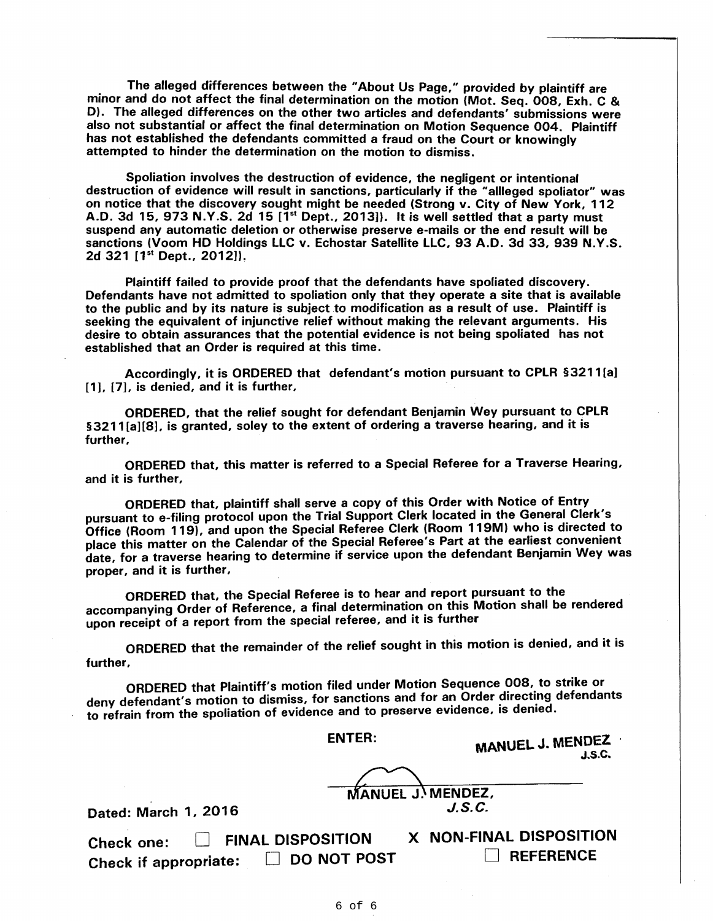The alleged differences between the "About Us Page," provided by plaintiff are minor and do not affect the final determination on the motion (Mot. Seq. 008, Exh. C & D). The alleged differences on the other two articles and defendants' submissions were also not substantial or affect the final determination on Motion Sequence 004. Plaintiff has not established the defendants committed a fraud on the Court or knowingly attempted to hinder the determination on the motion to dismiss.

Spoliation involves the destruction of evidence, the negligent or intentional destruction of evidence will result in sanctions, particularly if the "allleged spoliator" was on notice that the discovery sought might be needed (Strong v. City of New York, 112 A.D. 3d 15, 973 N.Y.S. 2d 15 [1st Dept., 2013]). It is well settled that a party must suspend any automatic deletion or otherwise preserve e-mails or the end result will be sanctions (Voom HD Holdings LLC v. Echostar Satellite LLC, 93 A.D. 3d 33, 939 N.Y.S. 2d 321 [1st Dept., 2012]).

Plaintiff failed to provide proof that the defendants have spoliated discovery. Defendants have not admitted to spoliation only that they operate a site that is available to the public and by its nature is subject to modification as a result of use. Plaintiff is seeking the equivalent of injunctive relief without making the relevant arguments. His desire to obtain assurances that the potential evidence is not being spoliated has not established that an Order is required at this time.

Accordingly, it is ORDERED that defendant's motion pursuant to CPLR §3211[a] [1], [7], is denied, and it is further,

ORDERED, that the relief sought for defendant Benjamin Wey pursuant to CPLR §3211[a][8], is granted, soley to the extent of ordering a traverse hearing, and it is further,

ORDERED that, this matter is referred to a Special Referee for a Traverse Hearing, and it is further,

ORDERED that, plaintiff shall serve a copy of this Order with Notice of Entry pursuant to e-filing protocol upon the Trial Support Clerk located in the General Clerk's Office (Room 119), and upon the Special Referee Clerk (Room 119M) who is directed to place this matter on the Calendar of the Special Referee's Part at the earliest convenient date, for a traverse hearing to determine if service upon the defendant Benjamin Wey was proper, and it is further,

ORDERED that, the Special Referee is to hear and report pursuant to the accompanying Order of Reference, a final determination on this Motion shall be rendered upon receipt of a report from the special referee, and it is further

ORDERED that the remainder of the relief sought in this motion is denied, and it is further,

ORDERED that Plaintiff's motion filed under Motion Sequence 008, to strike or deny defendant's motion to dismiss, for sanctions and for an Order directing defendants to refrain from the spoliation of evidence and to preserve evidence, is denied.

ENTER:

MANUEL J. MENDEZ
J.S.C.

MANUEL J. MENDEZ,
*J.S.C.*

Dated: March 1, 2016

Check one: ☐ FINAL DISPOSITION X NON-FINAL DISPOSITION

Check if appropriate: ☐ DO NOT POST ☐ REFERENCE